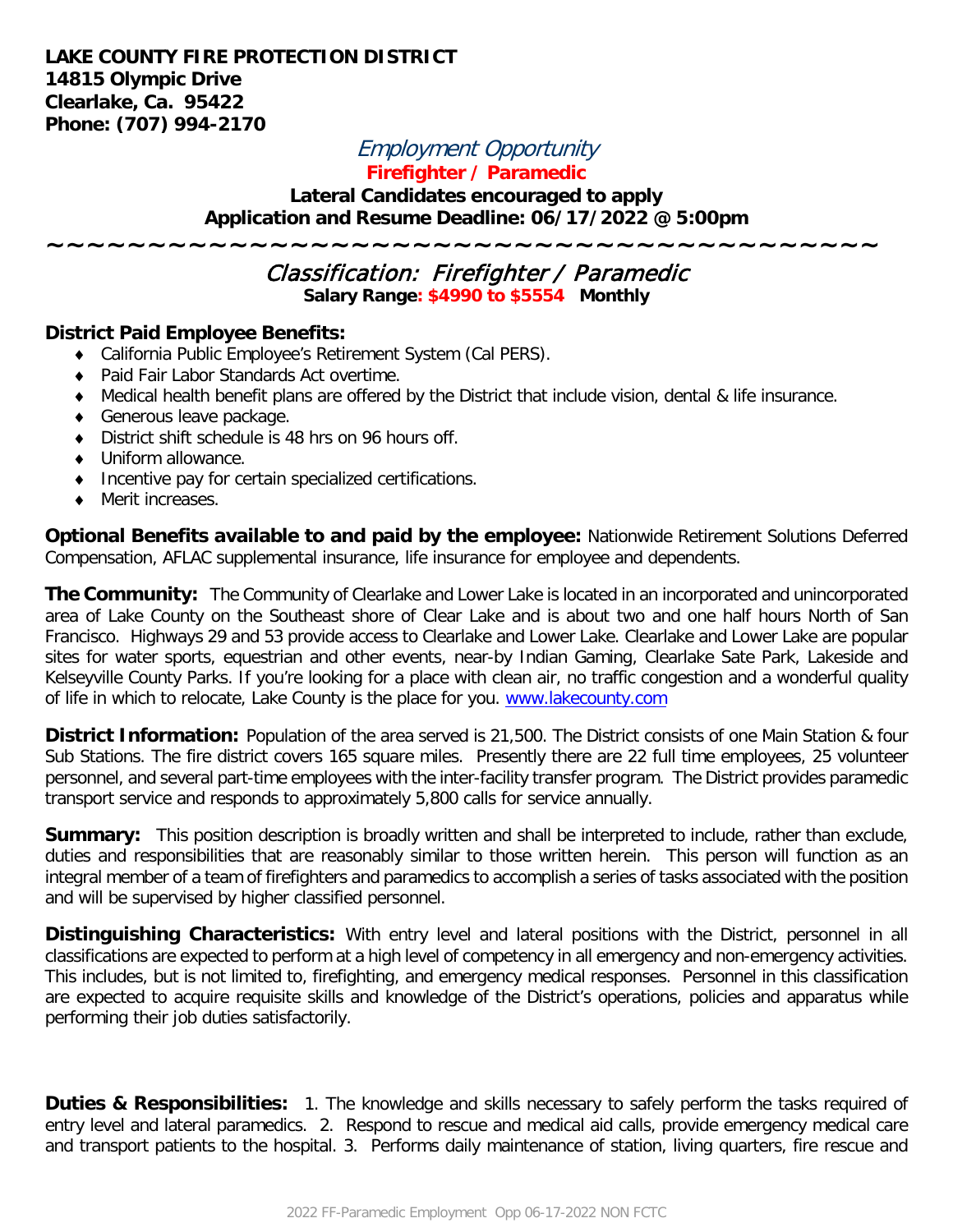**LAKE COUNTY FIRE PROTECTION DISTRICT**
**14815 Olympic Drive**
**Clearlake, Ca. 95422**
**Phone: (707) 994-2170**

*Employment Opportunity*

**Firefighter / Paramedic**

**Lateral Candidates encouraged to apply**

**Application and Resume Deadline: 06/17/2022 @ 5:00pm**

~~~~~~~~~~~~~~~~~~~~~~~~~~~~~~~~~~~~~~~~~~~~

## Classification: Firefighter / Paramedic

**Salary Range: $4990 to $5554 Monthly**

**District Paid Employee Benefits:**

- California Public Employee's Retirement System (Cal PERS).
- Paid Fair Labor Standards Act overtime.
- Medical health benefit plans are offered by the District that include vision, dental & life insurance.
- Generous leave package.
- District shift schedule is 48 hrs on 96 hours off.
- Uniform allowance.
- Incentive pay for certain specialized certifications.
- Merit increases.

**Optional Benefits available to and paid by the employee:** Nationwide Retirement Solutions Deferred Compensation, AFLAC supplemental insurance, life insurance for employee and dependents.

**The Community:** The Community of Clearlake and Lower Lake is located in an incorporated and unincorporated area of Lake County on the Southeast shore of Clear Lake and is about two and one half hours North of San Francisco. Highways 29 and 53 provide access to Clearlake and Lower Lake. Clearlake and Lower Lake are popular sites for water sports, equestrian and other events, near-by Indian Gaming, Clearlake Sate Park, Lakeside and Kelseyville County Parks. If you're looking for a place with clean air, no traffic congestion and a wonderful quality of life in which to relocate, Lake County is the place for you. www.lakecounty.com

**District Information:** Population of the area served is 21,500. The District consists of one Main Station & four Sub Stations. The fire district covers 165 square miles. Presently there are 22 full time employees, 25 volunteer personnel, and several part-time employees with the inter-facility transfer program. The District provides paramedic transport service and responds to approximately 5,800 calls for service annually.

**Summary:** This position description is broadly written and shall be interpreted to include, rather than exclude, duties and responsibilities that are reasonably similar to those written herein. This person will function as an integral member of a team of firefighters and paramedics to accomplish a series of tasks associated with the position and will be supervised by higher classified personnel.

**Distinguishing Characteristics:** With entry level and lateral positions with the District, personnel in all classifications are expected to perform at a high level of competency in all emergency and non-emergency activities. This includes, but is not limited to, firefighting, and emergency medical responses. Personnel in this classification are expected to acquire requisite skills and knowledge of the District's operations, policies and apparatus while performing their job duties satisfactorily.

**Duties & Responsibilities:** 1. The knowledge and skills necessary to safely perform the tasks required of entry level and lateral paramedics. 2. Respond to rescue and medical aid calls, provide emergency medical care and transport patients to the hospital. 3. Performs daily maintenance of station, living quarters, fire rescue and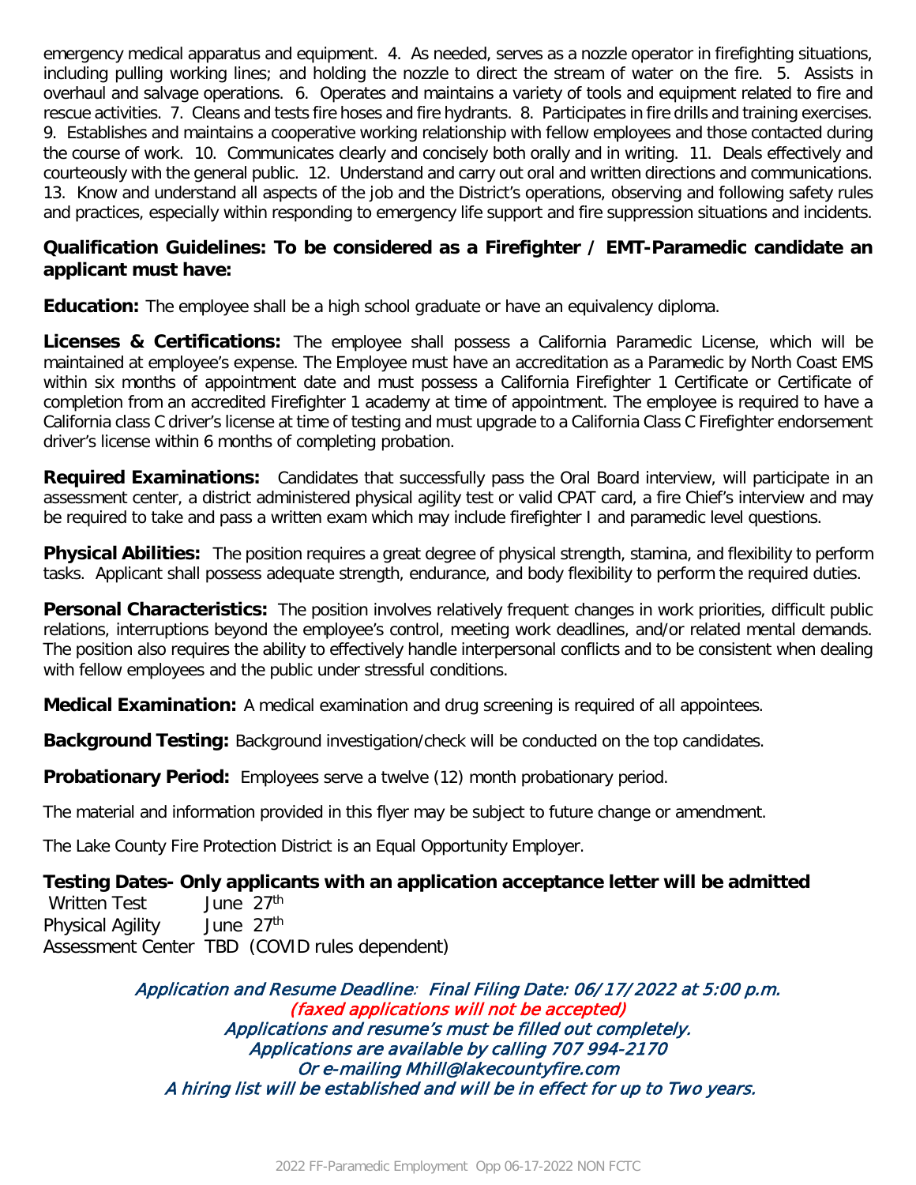emergency medical apparatus and equipment. 4. As needed, serves as a nozzle operator in firefighting situations, including pulling working lines; and holding the nozzle to direct the stream of water on the fire. 5. Assists in overhaul and salvage operations. 6. Operates and maintains a variety of tools and equipment related to fire and rescue activities. 7. Cleans and tests fire hoses and fire hydrants. 8. Participates in fire drills and training exercises. 9. Establishes and maintains a cooperative working relationship with fellow employees and those contacted during the course of work. 10. Communicates clearly and concisely both orally and in writing. 11. Deals effectively and courteously with the general public. 12. Understand and carry out oral and written directions and communications. 13. Know and understand all aspects of the job and the District's operations, observing and following safety rules and practices, especially within responding to emergency life support and fire suppression situations and incidents.

**Qualification Guidelines: To be considered as a Firefighter / EMT-Paramedic candidate an applicant must have:**

**Education:** The employee shall be a high school graduate or have an equivalency diploma.

**Licenses & Certifications:** The employee shall possess a California Paramedic License, which will be maintained at employee's expense. The Employee must have an accreditation as a Paramedic by North Coast EMS within six months of appointment date and must possess a California Firefighter 1 Certificate or Certificate of completion from an accredited Firefighter 1 academy at time of appointment. The employee is required to have a California class C driver's license at time of testing and must upgrade to a California Class C Firefighter endorsement driver's license within 6 months of completing probation.

**Required Examinations:** Candidates that successfully pass the Oral Board interview, will participate in an assessment center, a district administered physical agility test or valid CPAT card, a fire Chief's interview and may be required to take and pass a written exam which may include firefighter I and paramedic level questions.

**Physical Abilities:** The position requires a great degree of physical strength, stamina, and flexibility to perform tasks. Applicant shall possess adequate strength, endurance, and body flexibility to perform the required duties.

**Personal Characteristics:** The position involves relatively frequent changes in work priorities, difficult public relations, interruptions beyond the employee's control, meeting work deadlines, and/or related mental demands. The position also requires the ability to effectively handle interpersonal conflicts and to be consistent when dealing with fellow employees and the public under stressful conditions.

**Medical Examination:** A medical examination and drug screening is required of all appointees.

**Background Testing:** Background investigation/check will be conducted on the top candidates.

**Probationary Period:** Employees serve a twelve (12) month probationary period.

The material and information provided in this flyer may be subject to future change or amendment.

The Lake County Fire Protection District is an Equal Opportunity Employer.

**Testing Dates- Only applicants with an application acceptance letter will be admitted**

Written Test June 27th
Physical Agility June 27th
Assessment Center TBD (COVID rules dependent)

*Application and Resume Deadline: Final Filing Date: 06/17/2022 at 5:00 p.m.*
*(faxed applications will not be accepted)*
*Applications and resume's must be filled out completely.*
*Applications are available by calling 707 994-2170*
*Or e-mailing Mhill@lakecountyfire.com*
*A hiring list will be established and will be in effect for up to Two years.*